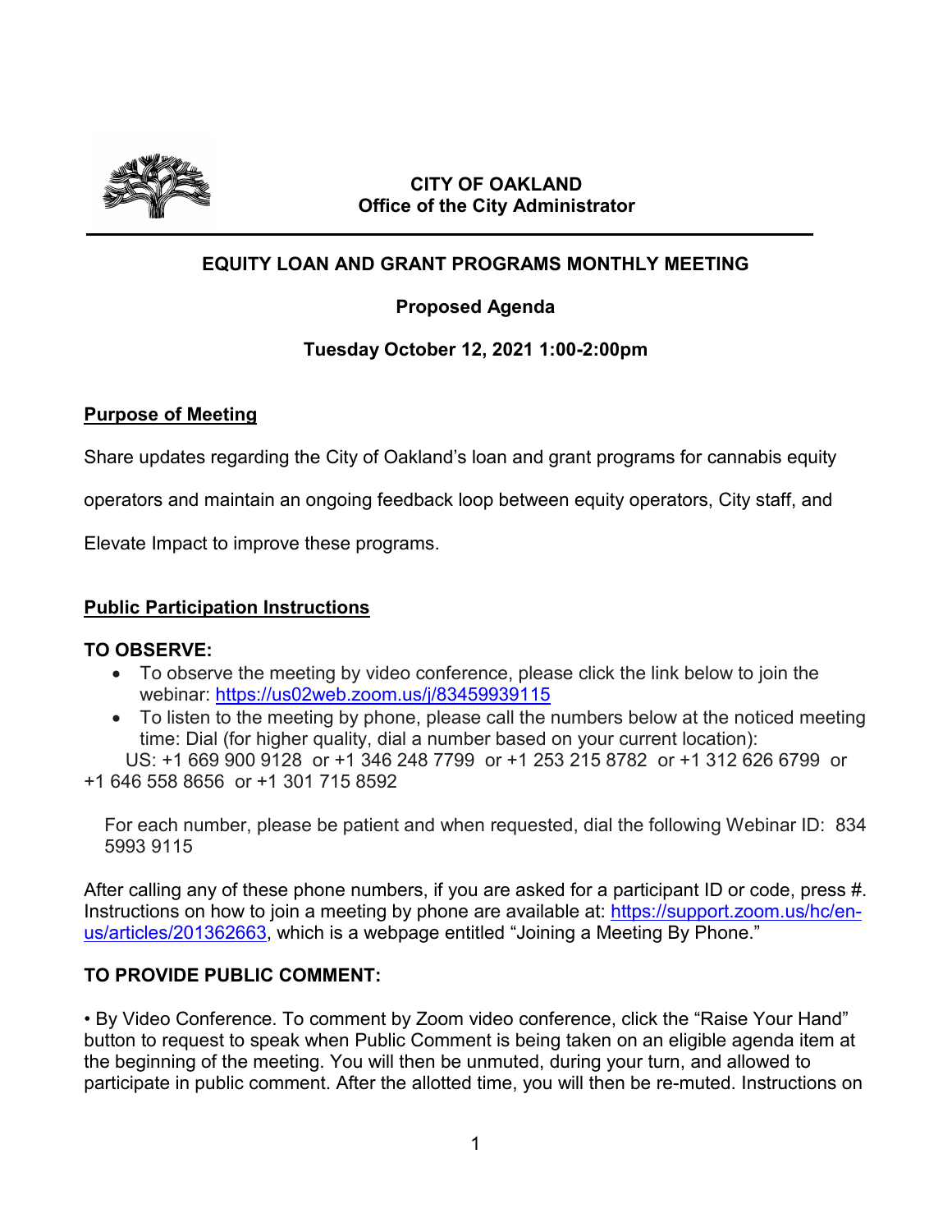**CITY OF OAKLAND**
**Office of the City Administrator**

# EQUITY LOAN AND GRANT PROGRAMS MONTHLY MEETING

## Proposed Agenda

## Tuesday October 12, 2021 1:00-2:00pm

### Purpose of Meeting

Share updates regarding the City of Oakland's loan and grant programs for cannabis equity operators and maintain an ongoing feedback loop between equity operators, City staff, and Elevate Impact to improve these programs.

### Public Participation Instructions

**TO OBSERVE:**

- To observe the meeting by video conference, please click the link below to join the webinar: https://us02web.zoom.us/j/83459939115
- To listen to the meeting by phone, please call the numbers below at the noticed meeting time: Dial (for higher quality, dial a number based on your current location):

US: +1 669 900 9128 or +1 346 248 7799 or +1 253 215 8782 or +1 312 626 6799 or +1 646 558 8656 or +1 301 715 8592

For each number, please be patient and when requested, dial the following Webinar ID: 834 5993 9115

After calling any of these phone numbers, if you are asked for a participant ID or code, press #. Instructions on how to join a meeting by phone are available at: https://support.zoom.us/hc/en-us/articles/201362663, which is a webpage entitled "Joining a Meeting By Phone."

**TO PROVIDE PUBLIC COMMENT:**

• By Video Conference. To comment by Zoom video conference, click the "Raise Your Hand" button to request to speak when Public Comment is being taken on an eligible agenda item at the beginning of the meeting. You will then be unmuted, during your turn, and allowed to participate in public comment. After the allotted time, you will then be re-muted. Instructions on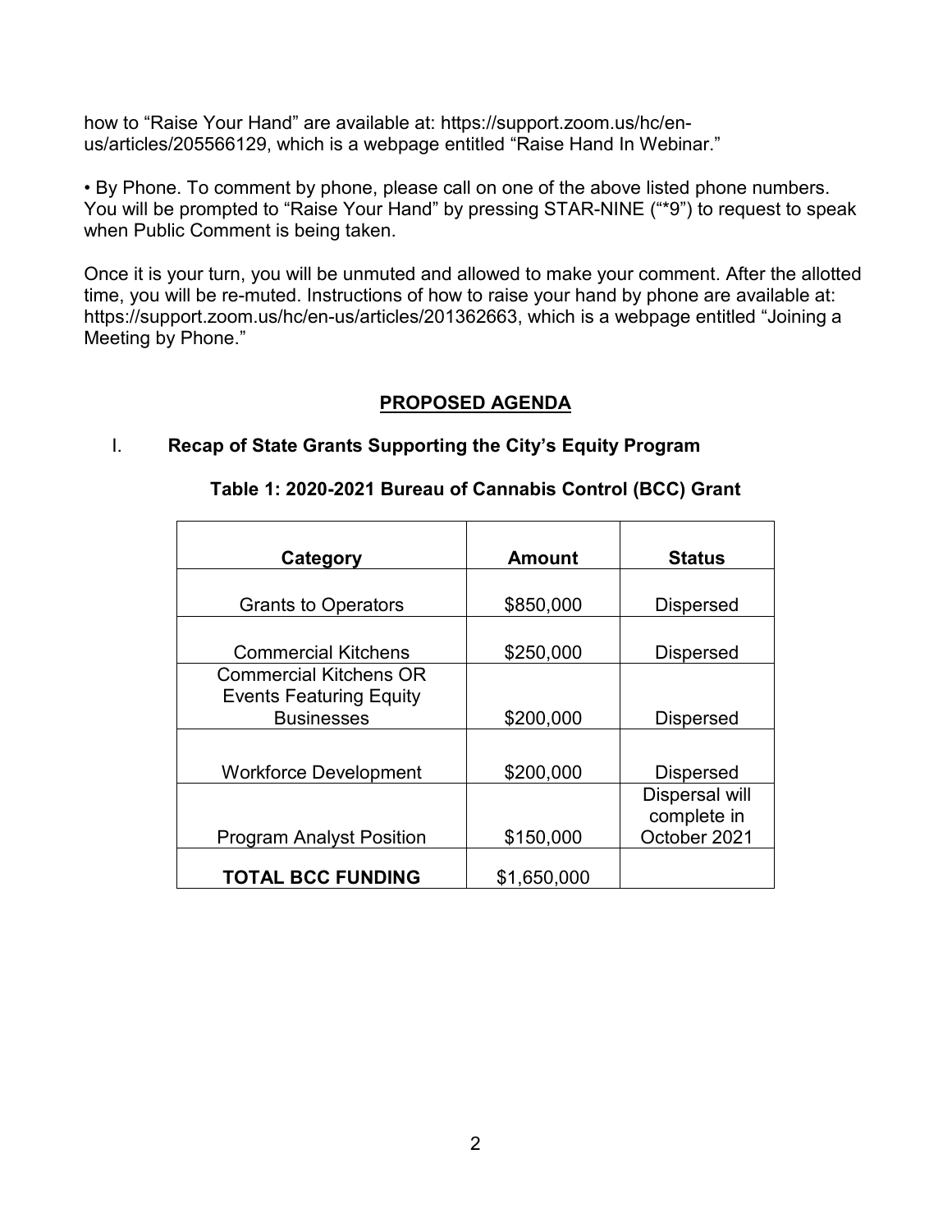how to "Raise Your Hand" are available at: https://support.zoom.us/hc/en-us/articles/205566129, which is a webpage entitled "Raise Hand In Webinar."

• By Phone. To comment by phone, please call on one of the above listed phone numbers. You will be prompted to "Raise Your Hand" by pressing STAR-NINE ("*9") to request to speak when Public Comment is being taken.

Once it is your turn, you will be unmuted and allowed to make your comment. After the allotted time, you will be re-muted. Instructions of how to raise your hand by phone are available at: https://support.zoom.us/hc/en-us/articles/201362663, which is a webpage entitled "Joining a Meeting by Phone."

## PROPOSED AGENDA

### I. Recap of State Grants Supporting the City's Equity Program

**Table 1: 2020-2021 Bureau of Cannabis Control (BCC) Grant**

| Category | Amount | Status |
|---|---|---|
| Grants to Operators | $850,000 | Dispersed |
| Commercial Kitchens | $250,000 | Dispersed |
| Commercial Kitchens OR Events Featuring Equity Businesses | $200,000 | Dispersed |
| Workforce Development | $200,000 | Dispersed |
| Program Analyst Position | $150,000 | Dispersal will complete in October 2021 |
| **TOTAL BCC FUNDING** | $1,650,000 | |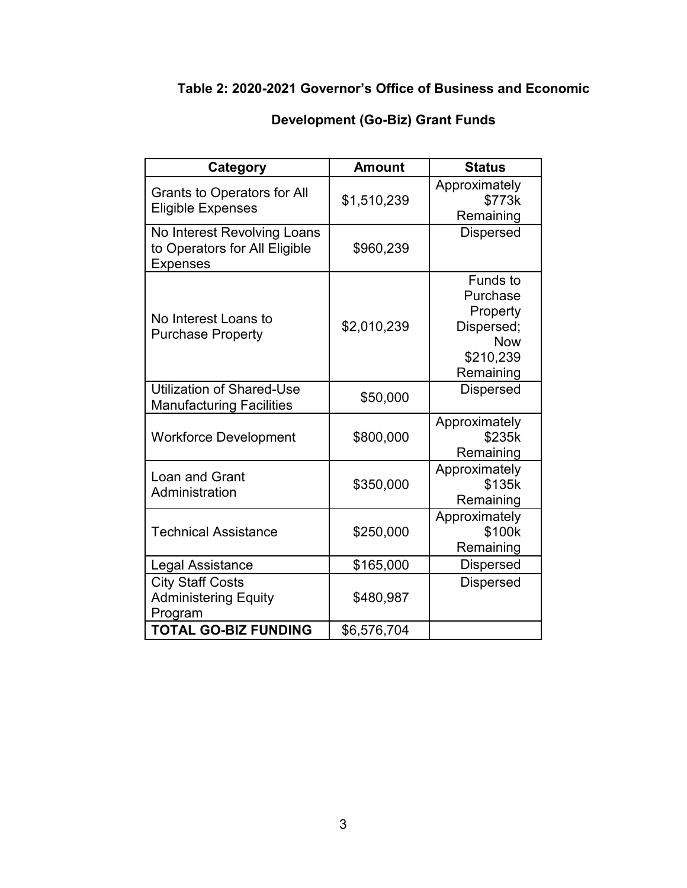**Table 2: 2020-2021 Governor's Office of Business and Economic Development (Go-Biz) Grant Funds**

| Category | Amount | Status |
|---|---|---|
| Grants to Operators for All Eligible Expenses | $1,510,239 | Approximately $773k Remaining |
| No Interest Revolving Loans to Operators for All Eligible Expenses | $960,239 | Dispersed |
| No Interest Loans to Purchase Property | $2,010,239 | Funds to Purchase Property Dispersed; Now $210,239 Remaining |
| Utilization of Shared-Use Manufacturing Facilities | $50,000 | Dispersed |
| Workforce Development | $800,000 | Approximately $235k Remaining |
| Loan and Grant Administration | $350,000 | Approximately $135k Remaining |
| Technical Assistance | $250,000 | Approximately $100k Remaining |
| Legal Assistance | $165,000 | Dispersed |
| City Staff Costs Administering Equity Program | $480,987 | Dispersed |
| **TOTAL GO-BIZ FUNDING** | $6,576,704 | |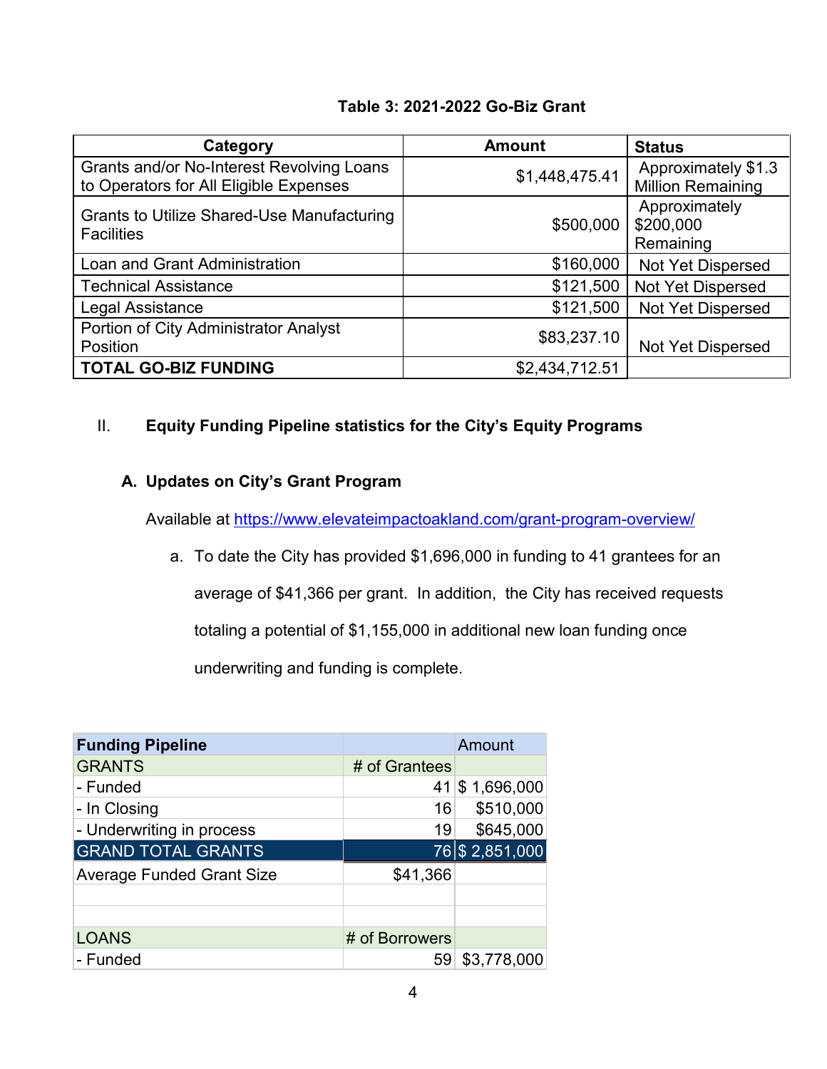**Table 3: 2021-2022 Go-Biz Grant**

| Category | Amount | Status |
|---|---|---|
| Grants and/or No-Interest Revolving Loans to Operators for All Eligible Expenses | $1,448,475.41 | Approximately $1.3 Million Remaining |
| Grants to Utilize Shared-Use Manufacturing Facilities | $500,000 | Approximately $200,000 Remaining |
| Loan and Grant Administration | $160,000 | Not Yet Dispersed |
| Technical Assistance | $121,500 | Not Yet Dispersed |
| Legal Assistance | $121,500 | Not Yet Dispersed |
| Portion of City Administrator Analyst Position | $83,237.10 | Not Yet Dispersed |
| **TOTAL GO-BIZ FUNDING** | $2,434,712.51 | |

## II. Equity Funding Pipeline statistics for the City's Equity Programs

### A. Updates on City's Grant Program

Available at https://www.elevateimpactoakland.com/grant-program-overview/

a. To date the City has provided $1,696,000 in funding to 41 grantees for an average of $41,366 per grant. In addition, the City has received requests totaling a potential of $1,155,000 in additional new loan funding once underwriting and funding is complete.

| **Funding Pipeline** | | Amount |
|---|---|---|
| GRANTS | # of Grantees | |
| - Funded | 41 | $ 1,696,000 |
| - In Closing | 16 | $510,000 |
| - Underwriting in process | 19 | $645,000 |
| GRAND TOTAL GRANTS | 76 | $ 2,851,000 |
| Average Funded Grant Size | $41,366 | |
| | | |
| | | |
| LOANS | # of Borrowers | |
| - Funded | 59 | $3,778,000 |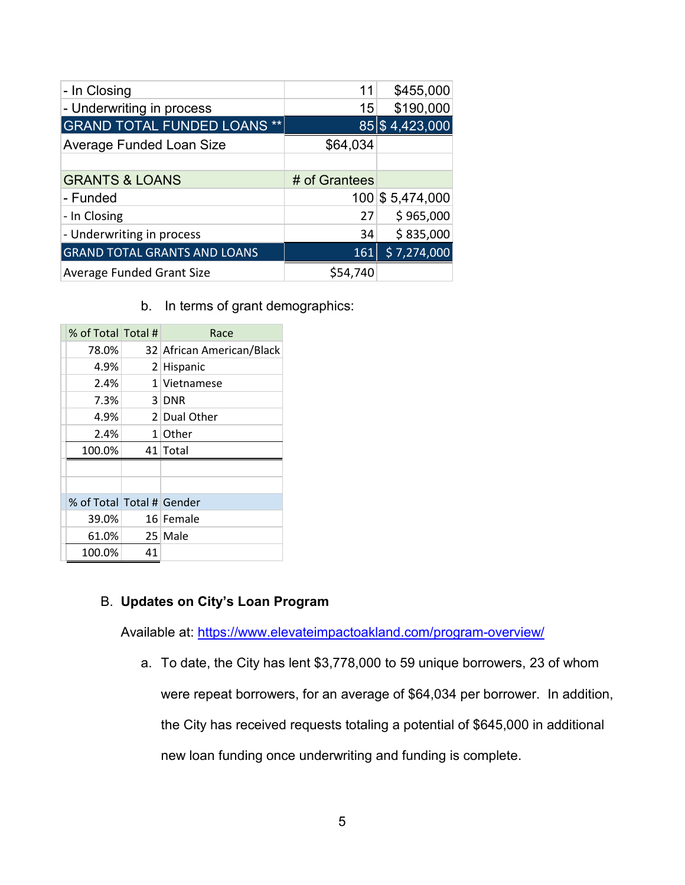| | | |
|---|---|---|
| - In Closing | 11 | $455,000 |
| - Underwriting in process | 15 | $190,000 |
| **GRAND TOTAL FUNDED LOANS** ** | **85** | **$ 4,423,000** |
| Average Funded Loan Size | $64,034 | |
| | | |
| GRANTS & LOANS | # of Grantees | |
| - Funded | 100 | $ 5,474,000 |
| - In Closing | 27 | $ 965,000 |
| - Underwriting in process | 34 | $ 835,000 |
| **GRAND TOTAL GRANTS AND LOANS** | **161** | **$ 7,274,000** |
| Average Funded Grant Size | $54,740 | |

b. In terms of grant demographics:

| % of Total | Total # | Race |
|---|---|---|
| 78.0% | 32 | African American/Black |
| 4.9% | 2 | Hispanic |
| 2.4% | 1 | Vietnamese |
| 7.3% | 3 | DNR |
| 4.9% | 2 | Dual Other |
| 2.4% | 1 | Other |
| 100.0% | 41 | Total |

| % of Total | Total # | Gender |
|---|---|---|
| 39.0% | 16 | Female |
| 61.0% | 25 | Male |
| 100.0% | 41 | |

B. **Updates on City's Loan Program**

Available at: [https://www.elevateimpactoakland.com/program-overview/](https://www.elevateimpactoakland.com/program-overview/)

a. To date, the City has lent $3,778,000 to 59 unique borrowers, 23 of whom were repeat borrowers, for an average of $64,034 per borrower. In addition, the City has received requests totaling a potential of $645,000 in additional new loan funding once underwriting and funding is complete.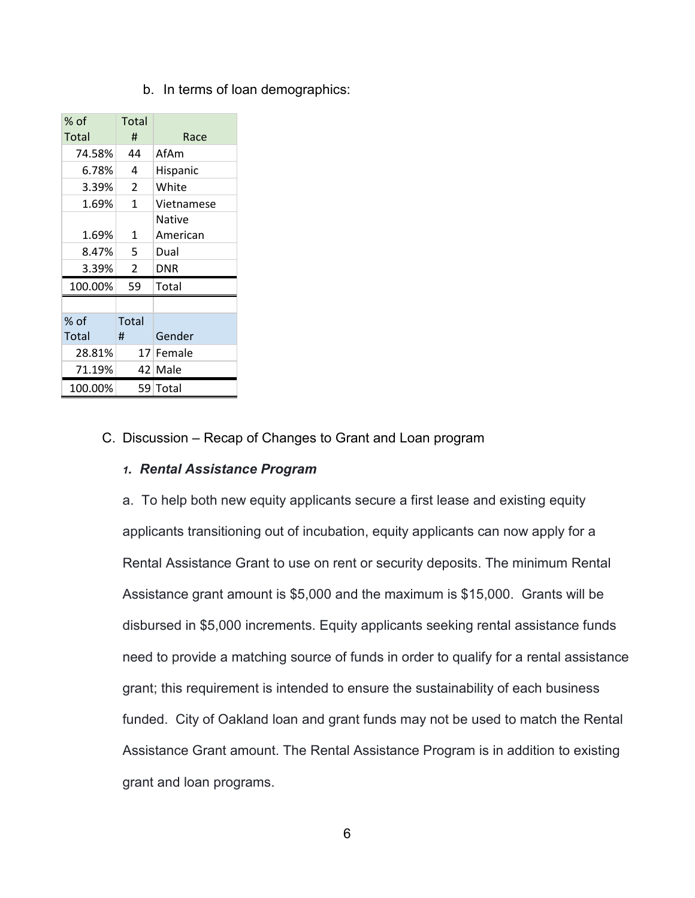b. In terms of loan demographics:

| % of Total | Total # | Race |
|---|---|---|
| 74.58% | 44 | AfAm |
| 6.78% | 4 | Hispanic |
| 3.39% | 2 | White |
| 1.69% | 1 | Vietnamese |
| 1.69% | 1 | Native American |
| 8.47% | 5 | Dual |
| 3.39% | 2 | DNR |
| 100.00% | 59 | Total |

| % of Total | Total # | Gender |
|---|---|---|
| 28.81% | 17 | Female |
| 71.19% | 42 | Male |
| 100.00% | 59 | Total |

C. Discussion – Recap of Changes to Grant and Loan program

***1. Rental Assistance Program***

a. To help both new equity applicants secure a first lease and existing equity applicants transitioning out of incubation, equity applicants can now apply for a Rental Assistance Grant to use on rent or security deposits. The minimum Rental Assistance grant amount is $5,000 and the maximum is $15,000. Grants will be disbursed in $5,000 increments. Equity applicants seeking rental assistance funds need to provide a matching source of funds in order to qualify for a rental assistance grant; this requirement is intended to ensure the sustainability of each business funded. City of Oakland loan and grant funds may not be used to match the Rental Assistance Grant amount. The Rental Assistance Program is in addition to existing grant and loan programs.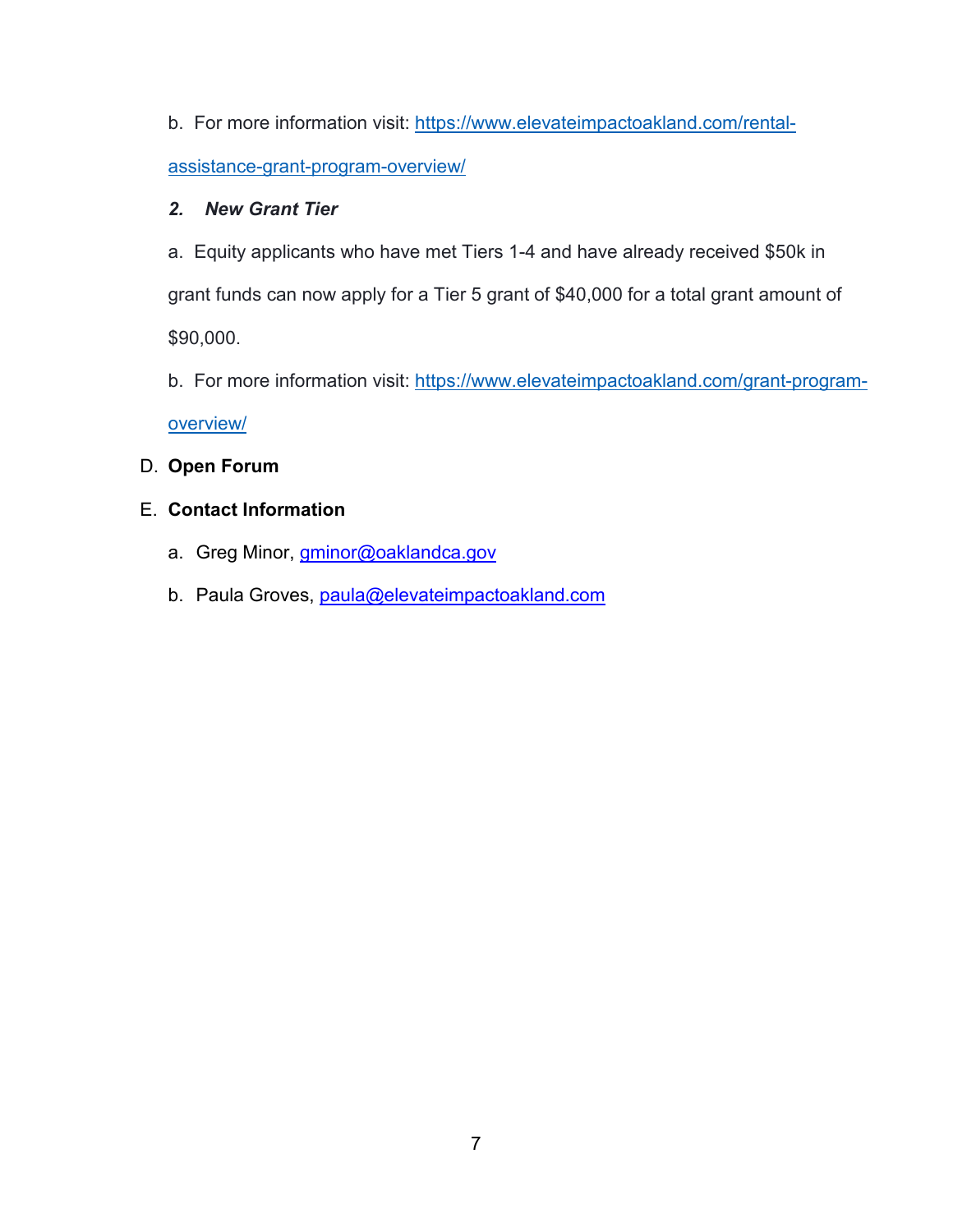b. For more information visit: https://www.elevateimpactoakland.com/rental-assistance-grant-program-overview/

***2. New Grant Tier***

a. Equity applicants who have met Tiers 1-4 and have already received $50k in grant funds can now apply for a Tier 5 grant of $40,000 for a total grant amount of $90,000.

b. For more information visit: https://www.elevateimpactoakland.com/grant-program-overview/

D. **Open Forum**

E. **Contact Information**

a. Greg Minor, gminor@oaklandca.gov

b. Paula Groves, paula@elevateimpactoakland.com